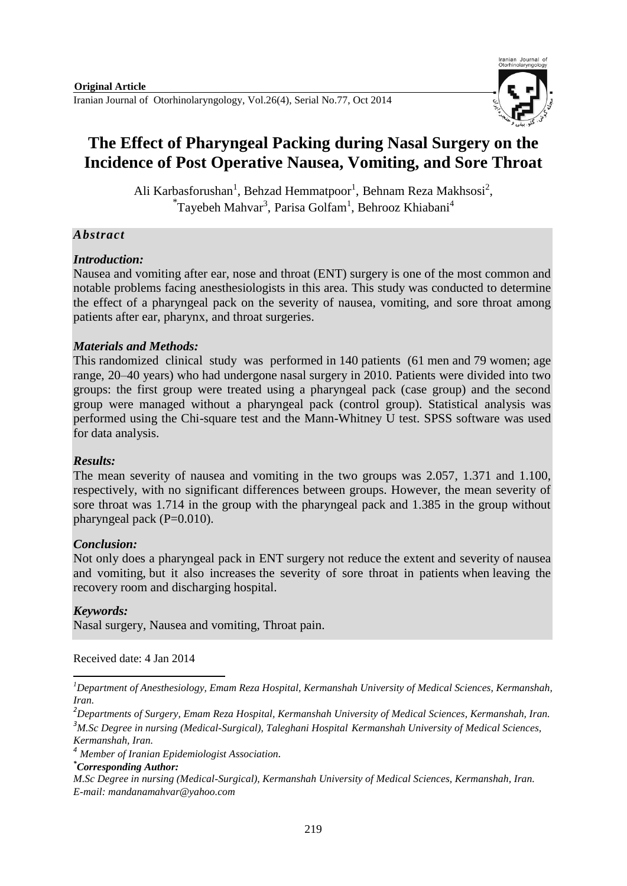**Original Article**

# The Effect of Pharyngeal Packing during Nasal Surgery on the Incidence of Post Operative Nausea, Vomiting, and Sore Throat

Ali Karbasforushan[1], Behzad Hemmatpoor[1], Behnam Reza Makhsosi[2], *Tayebeh Mahvar[3], Parisa Golfam[1], Behrooz Khiabani[4]

## *Abstract*

### *Introduction:*

Nausea and vomiting after ear, nose and throat (ENT) surgery is one of the most common and notable problems facing anesthesiologists in this area. This study was conducted to determine the effect of a pharyngeal pack on the severity of nausea, vomiting, and sore throat among patients after ear, pharynx, and throat surgeries.

### *Materials and Methods:*

This randomized clinical study was performed in 140 patients (61 men and 79 women; age range, 20–40 years) who had undergone nasal surgery in 2010. Patients were divided into two groups: the first group were treated using a pharyngeal pack (case group) and the second group were managed without a pharyngeal pack (control group). Statistical analysis was performed using the Chi-square test and the Mann-Whitney U test. SPSS software was used for data analysis.

### *Results:*

The mean severity of nausea and vomiting in the two groups was 2.057, 1.371 and 1.100, respectively, with no significant differences between groups. However, the mean severity of sore throat was 1.714 in the group with the pharyngeal pack and 1.385 in the group without pharyngeal pack ($P=0.010$).

### *Conclusion:*

Not only does a pharyngeal pack in ENT surgery not reduce the extent and severity of nausea and vomiting, but it also increases the severity of sore throat in patients when leaving the recovery room and discharging hospital.

### *Keywords:*

Nasal surgery, Nausea and vomiting, Throat pain.

Received date: 4 Jan 2014

---

*[1]Department of Anesthesiology, Emam Reza Hospital, Kermanshah University of Medical Sciences, Kermanshah, Iran.*

*[2]Departments of Surgery, Emam Reza Hospital, Kermanshah University of Medical Sciences, Kermanshah, Iran.*

*[3]M.Sc Degree in nursing (Medical-Surgical), Taleghani Hospital Kermanshah University of Medical Sciences, Kermanshah, Iran.*

*[4] Member of Iranian Epidemiologist Association.*

***Corresponding Author:***

*M.Sc Degree in nursing (Medical-Surgical), Kermanshah University of Medical Sciences, Kermanshah, Iran. E-mail: mandanamahvar@yahoo.com*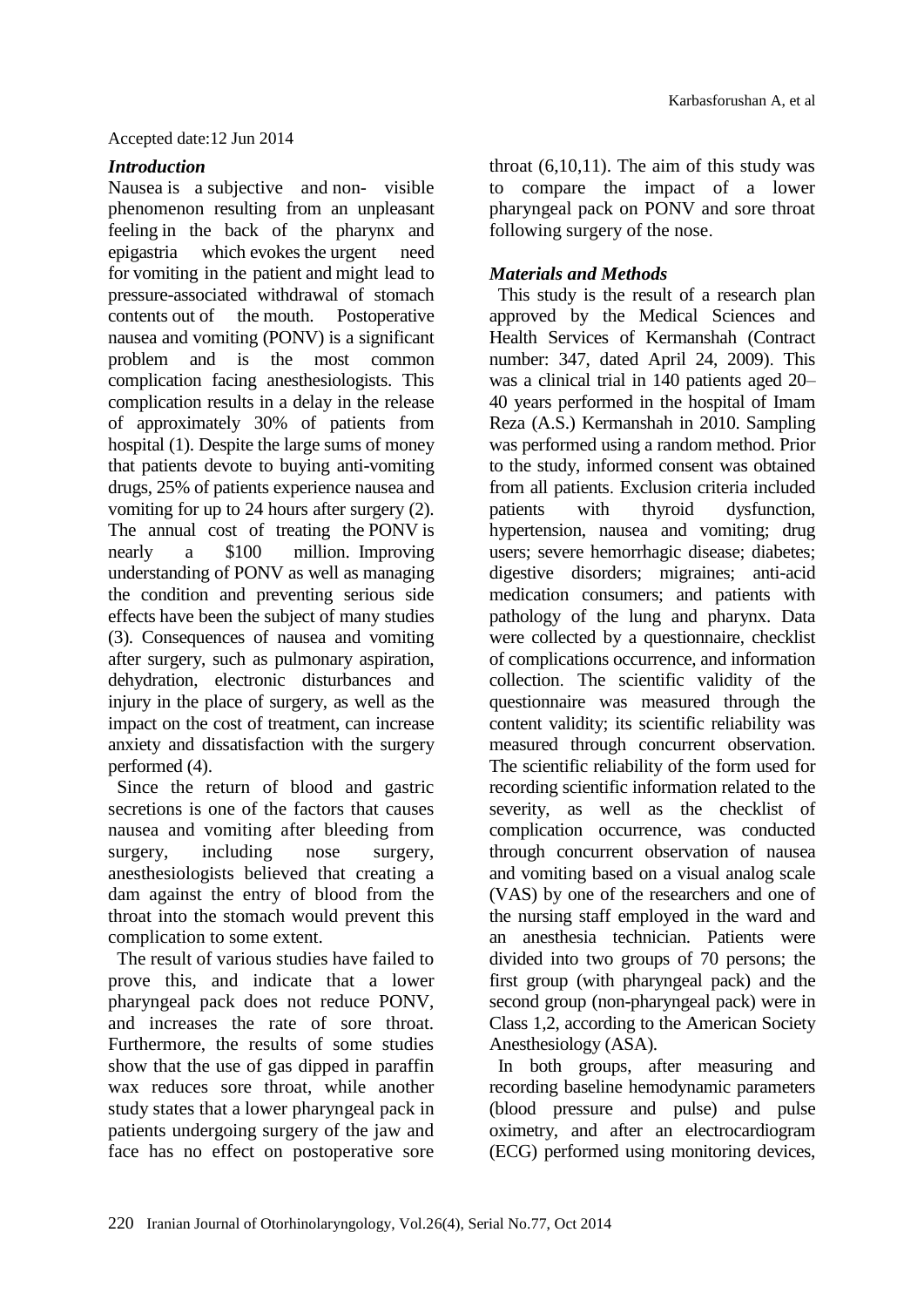Accepted date:12 Jun 2014

### *Introduction*

Nausea is a subjective and non- visible phenomenon resulting from an unpleasant feeling in the back of the pharynx and epigastria which evokes the urgent need for vomiting in the patient and might lead to pressure-associated withdrawal of stomach contents out of the mouth. Postoperative nausea and vomiting (PONV) is a significant problem and is the most common complication facing anesthesiologists. This complication results in a delay in the release of approximately 30% of patients from hospital (1). Despite the large sums of money that patients devote to buying anti-vomiting drugs, 25% of patients experience nausea and vomiting for up to 24 hours after surgery (2). The annual cost of treating the PONV is nearly a $100 million. Improving understanding of PONV as well as managing the condition and preventing serious side effects have been the subject of many studies (3). Consequences of nausea and vomiting after surgery, such as pulmonary aspiration, dehydration, electronic disturbances and injury in the place of surgery, as well as the impact on the cost of treatment, can increase anxiety and dissatisfaction with the surgery performed (4).

Since the return of blood and gastric secretions is one of the factors that causes nausea and vomiting after bleeding from surgery, including nose surgery, anesthesiologists believed that creating a dam against the entry of blood from the throat into the stomach would prevent this complication to some extent.

The result of various studies have failed to prove this, and indicate that a lower pharyngeal pack does not reduce PONV, and increases the rate of sore throat. Furthermore, the results of some studies show that the use of gas dipped in paraffin wax reduces sore throat, while another study states that a lower pharyngeal pack in patients undergoing surgery of the jaw and face has no effect on postoperative sore throat (6,10,11). The aim of this study was to compare the impact of a lower pharyngeal pack on PONV and sore throat following surgery of the nose.

### *Materials and Methods*

This study is the result of a research plan approved by the Medical Sciences and Health Services of Kermanshah (Contract number: 347, dated April 24, 2009). This was a clinical trial in 140 patients aged 20–40 years performed in the hospital of Imam Reza (A.S.) Kermanshah in 2010. Sampling was performed using a random method. Prior to the study, informed consent was obtained from all patients. Exclusion criteria included patients with thyroid dysfunction, hypertension, nausea and vomiting; drug users; severe hemorrhagic disease; diabetes; digestive disorders; migraines; anti-acid medication consumers; and patients with pathology of the lung and pharynx. Data were collected by a questionnaire, checklist of complications occurrence, and information collection. The scientific validity of the questionnaire was measured through the content validity; its scientific reliability was measured through concurrent observation. The scientific reliability of the form used for recording scientific information related to the severity, as well as the checklist of complication occurrence, was conducted through concurrent observation of nausea and vomiting based on a visual analog scale (VAS) by one of the researchers and one of the nursing staff employed in the ward and an anesthesia technician. Patients were divided into two groups of 70 persons; the first group (with pharyngeal pack) and the second group (non-pharyngeal pack) were in Class 1,2, according to the American Society Anesthesiology (ASA).

In both groups, after measuring and recording baseline hemodynamic parameters (blood pressure and pulse) and pulse oximetry, and after an electrocardiogram (ECG) performed using monitoring devices,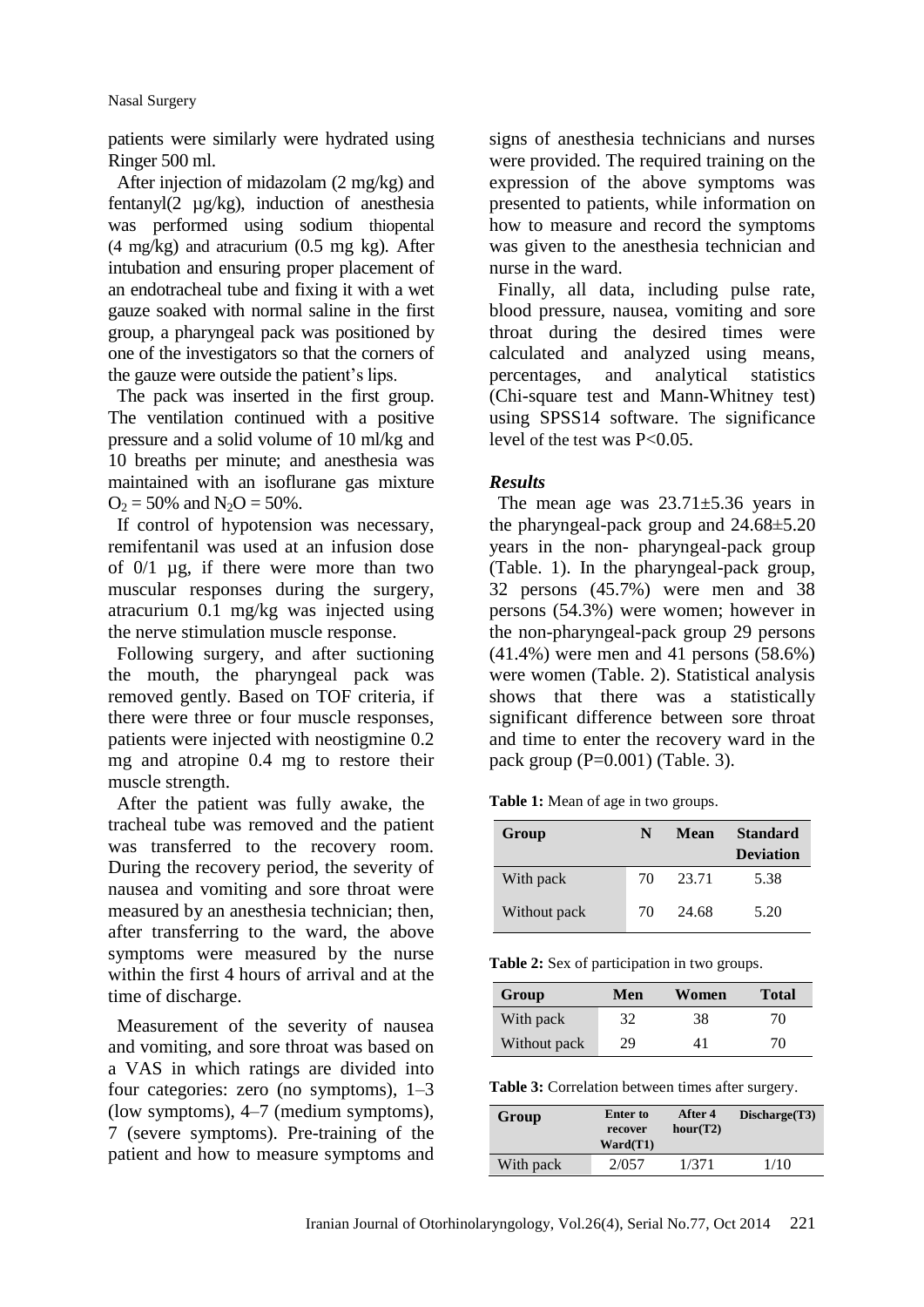patients were similarly were hydrated using Ringer 500 ml.

After injection of midazolam (2 mg/kg) and fentanyl(2 µg/kg), induction of anesthesia was performed using sodium thiopental (4 mg/kg) and atracurium (0.5 mg kg). After intubation and ensuring proper placement of an endotracheal tube and fixing it with a wet gauze soaked with normal saline in the first group, a pharyngeal pack was positioned by one of the investigators so that the corners of the gauze were outside the patient's lips.

The pack was inserted in the first group. The ventilation continued with a positive pressure and a solid volume of 10 ml/kg and 10 breaths per minute; and anesthesia was maintained with an isoflurane gas mixture $O_2$ = 50% and $N_2O$ = 50%.

If control of hypotension was necessary, remifentanil was used at an infusion dose of 0/1 µg, if there were more than two muscular responses during the surgery, atracurium 0.1 mg/kg was injected using the nerve stimulation muscle response.

Following surgery, and after suctioning the mouth, the pharyngeal pack was removed gently. Based on TOF criteria, if there were three or four muscle responses, patients were injected with neostigmine 0.2 mg and atropine 0.4 mg to restore their muscle strength.

After the patient was fully awake, the tracheal tube was removed and the patient was transferred to the recovery room. During the recovery period, the severity of nausea and vomiting and sore throat were measured by an anesthesia technician; then, after transferring to the ward, the above symptoms were measured by the nurse within the first 4 hours of arrival and at the time of discharge.

Measurement of the severity of nausea and vomiting, and sore throat was based on a VAS in which ratings are divided into four categories: zero (no symptoms), 1–3 (low symptoms), 4–7 (medium symptoms), 7 (severe symptoms). Pre-training of the patient and how to measure symptoms and signs of anesthesia technicians and nurses were provided. The required training on the expression of the above symptoms was presented to patients, while information on how to measure and record the symptoms was given to the anesthesia technician and nurse in the ward.

Finally, all data, including pulse rate, blood pressure, nausea, vomiting and sore throat during the desired times were calculated and analyzed using means, percentages, and analytical statistics (Chi-square test and Mann-Whitney test) using SPSS14 software. The significance level of the test was $P<0.05$.

### *Results*

The mean age was 23.71±5.36 years in the pharyngeal-pack group and 24.68±5.20 years in the non- pharyngeal-pack group (Table. 1). In the pharyngeal-pack group, 32 persons (45.7%) were men and 38 persons (54.3%) were women; however in the non-pharyngeal-pack group 29 persons (41.4%) were men and 41 persons (58.6%) were women (Table. 2). Statistical analysis shows that there was a statistically significant difference between sore throat and time to enter the recovery ward in the pack group (P=0.001) (Table. 3).

**Table 1:** Mean of age in two groups.

| Group | N | Mean | Standard Deviation |
|---|---|---|---|
| With pack | 70 | 23.71 | 5.38 |
| Without pack | 70 | 24.68 | 5.20 |

**Table 2:** Sex of participation in two groups.

| Group | Men | Women | Total |
|---|---|---|---|
| With pack | 32 | 38 | 70 |
| Without pack | 29 | 41 | 70 |

**Table 3:** Correlation between times after surgery.

| Group | Enter to recover Ward(T1) | After 4 hour(T2) | Discharge(T3) |
|---|---|---|---|
| With pack | 2/057 | 1/371 | 1/10 |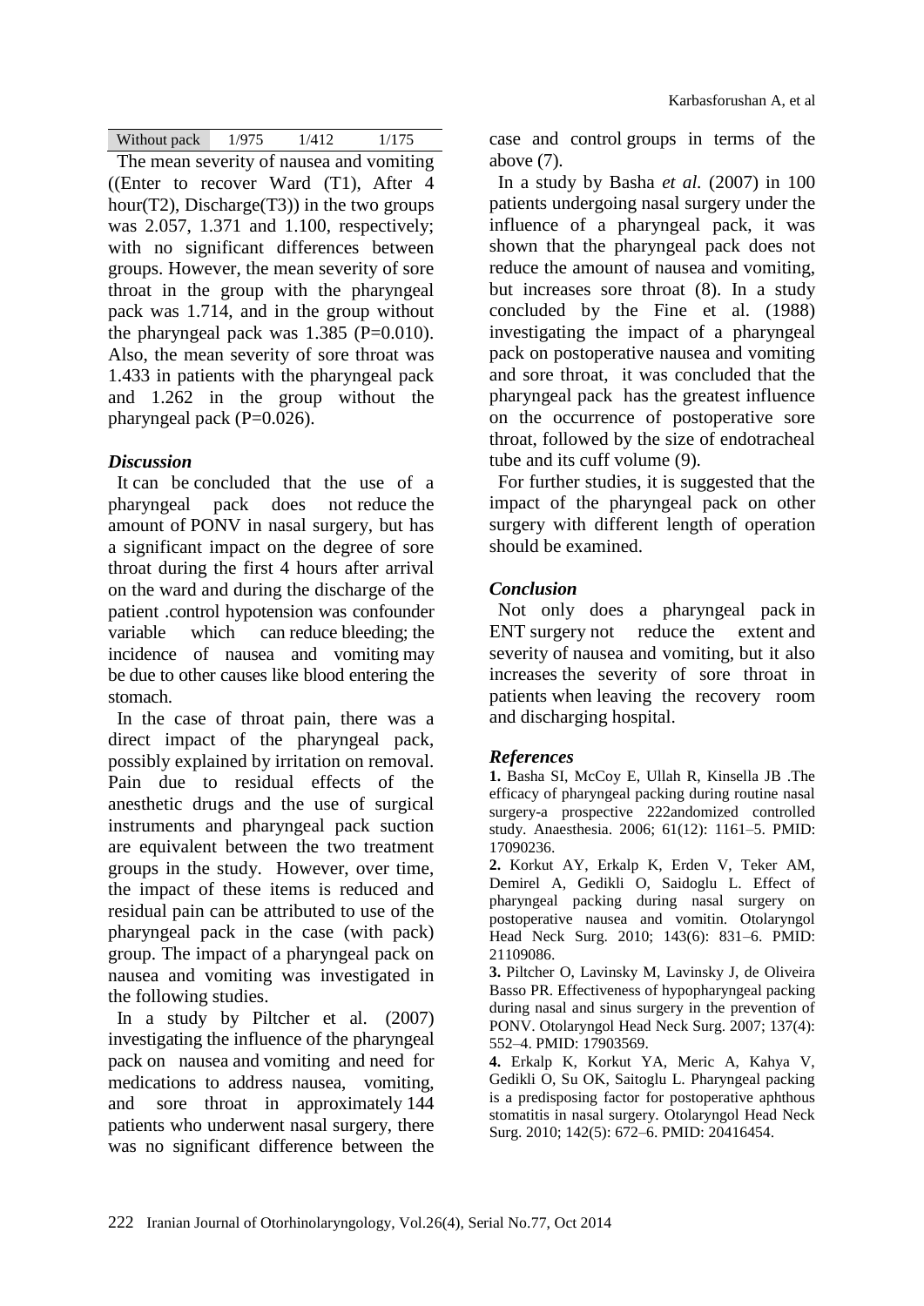| Without pack | 1/975 | 1/412 | 1/175 |
|---|---|---|---|

The mean severity of nausea and vomiting ((Enter to recover Ward (T1), After 4 hour(T2), Discharge(T3)) in the two groups was 2.057, 1.371 and 1.100, respectively; with no significant differences between groups. However, the mean severity of sore throat in the group with the pharyngeal pack was 1.714, and in the group without the pharyngeal pack was 1.385 (P=0.010). Also, the mean severity of sore throat was 1.433 in patients with the pharyngeal pack and 1.262 in the group without the pharyngeal pack (P=0.026).

### *Discussion*

It can be concluded that the use of a pharyngeal pack does not reduce the amount of PONV in nasal surgery, but has a significant impact on the degree of sore throat during the first 4 hours after arrival on the ward and during the discharge of the patient .control hypotension was confounder variable which can reduce bleeding; the incidence of nausea and vomiting may be due to other causes like blood entering the stomach.

In the case of throat pain, there was a direct impact of the pharyngeal pack, possibly explained by irritation on removal. Pain due to residual effects of the anesthetic drugs and the use of surgical instruments and pharyngeal pack suction are equivalent between the two treatment groups in the study. However, over time, the impact of these items is reduced and residual pain can be attributed to use of the pharyngeal pack in the case (with pack) group. The impact of a pharyngeal pack on nausea and vomiting was investigated in the following studies.

In a study by Piltcher et al. (2007) investigating the influence of the pharyngeal pack on nausea and vomiting and need for medications to address nausea, vomiting, and sore throat in approximately 144 patients who underwent nasal surgery, there was no significant difference between the case and control groups in terms of the above (7).

In a study by Basha *et al.* (2007) in 100 patients undergoing nasal surgery under the influence of a pharyngeal pack, it was shown that the pharyngeal pack does not reduce the amount of nausea and vomiting, but increases sore throat (8). In a study concluded by the Fine et al. (1988) investigating the impact of a pharyngeal pack on postoperative nausea and vomiting and sore throat, it was concluded that the pharyngeal pack has the greatest influence on the occurrence of postoperative sore throat, followed by the size of endotracheal tube and its cuff volume (9).

For further studies, it is suggested that the impact of the pharyngeal pack on other surgery with different length of operation should be examined.

### *Conclusion*

Not only does a pharyngeal pack in ENT surgery not reduce the extent and severity of nausea and vomiting, but it also increases the severity of sore throat in patients when leaving the recovery room and discharging hospital.

### *References*

**1.** Basha SI, McCoy E, Ullah R, Kinsella JB .The efficacy of pharyngeal packing during routine nasal surgery-a prospective 222andomized controlled study. Anaesthesia. 2006; 61(12): 1161–5. PMID: 17090236.

**2.** Korkut AY, Erkalp K, Erden V, Teker AM, Demirel A, Gedikli O, Saidoglu L. Effect of pharyngeal packing during nasal surgery on postoperative nausea and vomitin. Otolaryngol Head Neck Surg. 2010; 143(6): 831–6. PMID: 21109086.

**3.** Piltcher O, Lavinsky M, Lavinsky J, de Oliveira Basso PR. Effectiveness of hypopharyngeal packing during nasal and sinus surgery in the prevention of PONV. Otolaryngol Head Neck Surg. 2007; 137(4): 552–4. PMID: 17903569.

**4.** Erkalp K, Korkut YA, Meric A, Kahya V, Gedikli O, Su OK, Saitoglu L. Pharyngeal packing is a predisposing factor for postoperative aphthous stomatitis in nasal surgery. Otolaryngol Head Neck Surg. 2010; 142(5): 672–6. PMID: 20416454.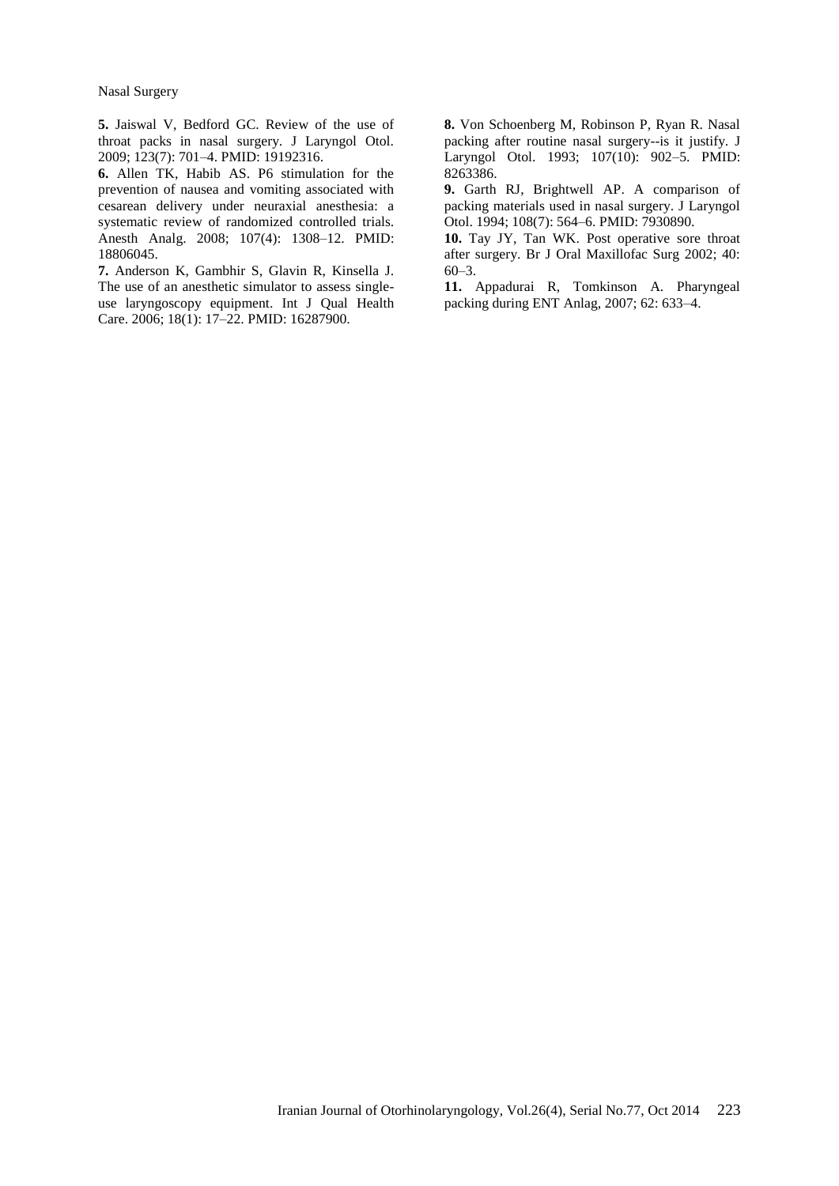**5.** Jaiswal V, Bedford GC. Review of the use of throat packs in nasal surgery. J Laryngol Otol. 2009; 123(7): 701–4. PMID: 19192316.

**6.** Allen TK, Habib AS. P6 stimulation for the prevention of nausea and vomiting associated with cesarean delivery under neuraxial anesthesia: a systematic review of randomized controlled trials. Anesth Analg. 2008; 107(4): 1308–12. PMID: 18806045.

**7.** Anderson K, Gambhir S, Glavin R, Kinsella J. The use of an anesthetic simulator to assess single-use laryngoscopy equipment. Int J Qual Health Care. 2006; 18(1): 17–22. PMID: 16287900.

**8.** Von Schoenberg M, Robinson P, Ryan R. Nasal packing after routine nasal surgery--is it justify. J Laryngol Otol. 1993; 107(10): 902–5. PMID: 8263386.

**9.** Garth RJ, Brightwell AP. A comparison of packing materials used in nasal surgery. J Laryngol Otol. 1994; 108(7): 564–6. PMID: 7930890.

**10.** Tay JY, Tan WK. Post operative sore throat after surgery. Br J Oral Maxillofac Surg 2002; 40: 60–3.

**11.** Appadurai R, Tomkinson A. Pharyngeal packing during ENT Anlag, 2007; 62: 633–4.